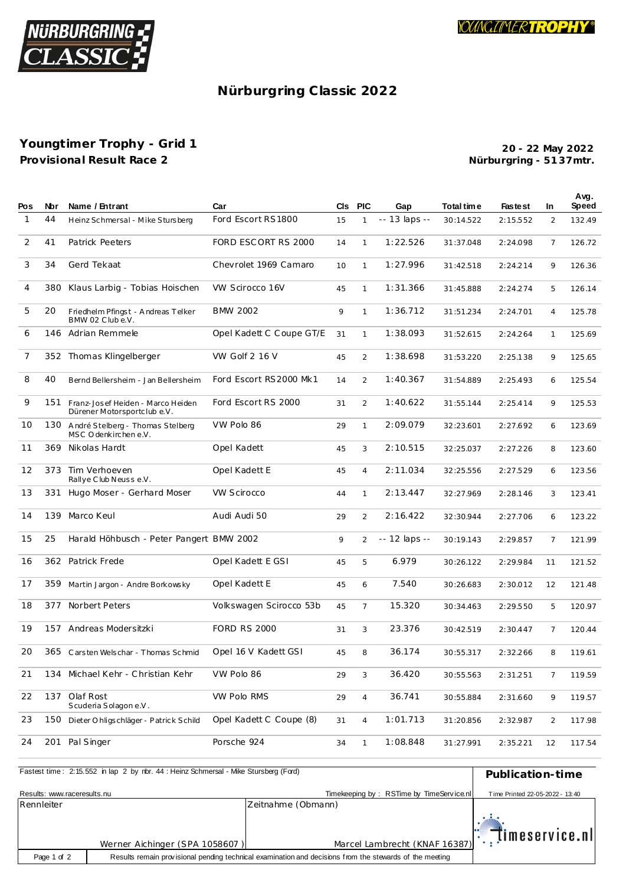# Nürburgring Classic 2022

## Youngtimer Trophy - Grid 1

**Provisional Result Race 2**

**20 - 22 May 2022**
**Nürburgring - 5137mtr.**

| Pos | Nbr | Name / Entrant | Car | Cls | PIC | Gap | Total time | Fastest | In | Avg. Speed |
|---|---|---|---|---|---|---|---|---|---|---|
| 1 | 44 | Heinz Schmersal - Mike Stursberg | Ford Escort RS1800 | 15 | 1 | -- 13 laps -- | 30:14.522 | 2:15.552 | 2 | 132.49 |
| 2 | 41 | Patrick Peeters | FORD ESCORT RS 2000 | 14 | 1 | 1:22.526 | 31:37.048 | 2:24.098 | 7 | 126.72 |
| 3 | 34 | Gerd Tekaat | Chevrolet 1969 Camaro | 10 | 1 | 1:27.996 | 31:42.518 | 2:24.214 | 9 | 126.36 |
| 4 | 380 | Klaus Larbig - Tobias Hoischen | VW Scirocco 16V | 45 | 1 | 1:31.366 | 31:45.888 | 2:24.274 | 5 | 126.14 |
| 5 | 20 | Friedhelm Pfingst - Andreas Telker BMW 02 Club e.V. | BMW 2002 | 9 | 1 | 1:36.712 | 31:51.234 | 2:24.701 | 4 | 125.78 |
| 6 | 146 | Adrian Remmele | Opel Kadett C Coupe GT/E | 31 | 1 | 1:38.093 | 31:52.615 | 2:24.264 | 1 | 125.69 |
| 7 | 352 | Thomas Klingelberger | VW Golf 2 16 V | 45 | 2 | 1:38.698 | 31:53.220 | 2:25.138 | 9 | 125.65 |
| 8 | 40 | Bernd Bellersheim - Jan Bellersheim | Ford Escort RS2000 Mk1 | 14 | 2 | 1:40.367 | 31:54.889 | 2:25.493 | 6 | 125.54 |
| 9 | 151 | Franz-Josef Heiden - Marco Heiden Dürener Motorsportclub e.V. | Ford Escort RS 2000 | 31 | 2 | 1:40.622 | 31:55.144 | 2:25.414 | 9 | 125.53 |
| 10 | 130 | André Stelberg - Thomas Stelberg MSC Odenkirchen e.V. | VW Polo 86 | 29 | 1 | 2:09.079 | 32:23.601 | 2:27.692 | 6 | 123.69 |
| 11 | 369 | Nikolas Hardt | Opel Kadett | 45 | 3 | 2:10.515 | 32:25.037 | 2:27.226 | 8 | 123.60 |
| 12 | 373 | Tim Verhoeven Rallye Club Neuss e.V. | Opel Kadett E | 45 | 4 | 2:11.034 | 32:25.556 | 2:27.529 | 6 | 123.56 |
| 13 | 331 | Hugo Moser - Gerhard Moser | VW Scirocco | 44 | 1 | 2:13.447 | 32:27.969 | 2:28.146 | 3 | 123.41 |
| 14 | 139 | Marco Keul | Audi Audi 50 | 29 | 2 | 2:16.422 | 32:30.944 | 2:27.706 | 6 | 123.22 |
| 15 | 25 | Harald Höhbusch - Peter Pangert | BMW 2002 | 9 | 2 | -- 12 laps -- | 30:19.143 | 2:29.857 | 7 | 121.99 |
| 16 | 362 | Patrick Frede | Opel Kadett E GSI | 45 | 5 | 6.979 | 30:26.122 | 2:29.984 | 11 | 121.52 |
| 17 | 359 | Martin Jargon - Andre Borkowsky | Opel Kadett E | 45 | 6 | 7.540 | 30:26.683 | 2:30.012 | 12 | 121.48 |
| 18 | 377 | Norbert Peters | Volkswagen Scirocco 53b | 45 | 7 | 15.320 | 30:34.463 | 2:29.550 | 5 | 120.97 |
| 19 | 157 | Andreas Modersitzki | FORD RS 2000 | 31 | 3 | 23.376 | 30:42.519 | 2:30.447 | 7 | 120.44 |
| 20 | 365 | Carsten Welschar - Thomas Schmid | Opel 16 V Kadett GSI | 45 | 8 | 36.174 | 30:55.317 | 2:32.266 | 8 | 119.61 |
| 21 | 134 | Michael Kehr - Christian Kehr | VW Polo 86 | 29 | 3 | 36.420 | 30:55.563 | 2:31.251 | 7 | 119.59 |
| 22 | 137 | Olaf Rost Scuderia Solagon e.V. | VW Polo RMS | 29 | 4 | 36.741 | 30:55.884 | 2:31.660 | 9 | 119.57 |
| 23 | 150 | Dieter Ohligschläger - Patrick Schild | Opel Kadett C Coupe (8) | 31 | 4 | 1:01.713 | 31:20.856 | 2:32.987 | 2 | 117.98 |
| 24 | 201 | Pal Singer | Porsche 924 | 34 | 1 | 1:08.848 | 31:27.991 | 2:35.221 | 12 | 117.54 |

Fastest time : 2:15.552 in lap 2 by nbr. 44 : Heinz Schmersal - Mike Stursberg (Ford)

**Publication-time**

Results: www.raceresults.nu

Timekeeping by : RSTime by TimeService.nl

Time Printed 22-05-2022 - 13:40

| Rennleiter | Zeitnahme (Obmann) |
|---|---|
| Werner Aichinger (SPA 1058607) | Marcel Lambrecht (KNAF 16387) |

timeservice.nl

Results remain provisional pending technical examination and decisions from the stewards of the meeting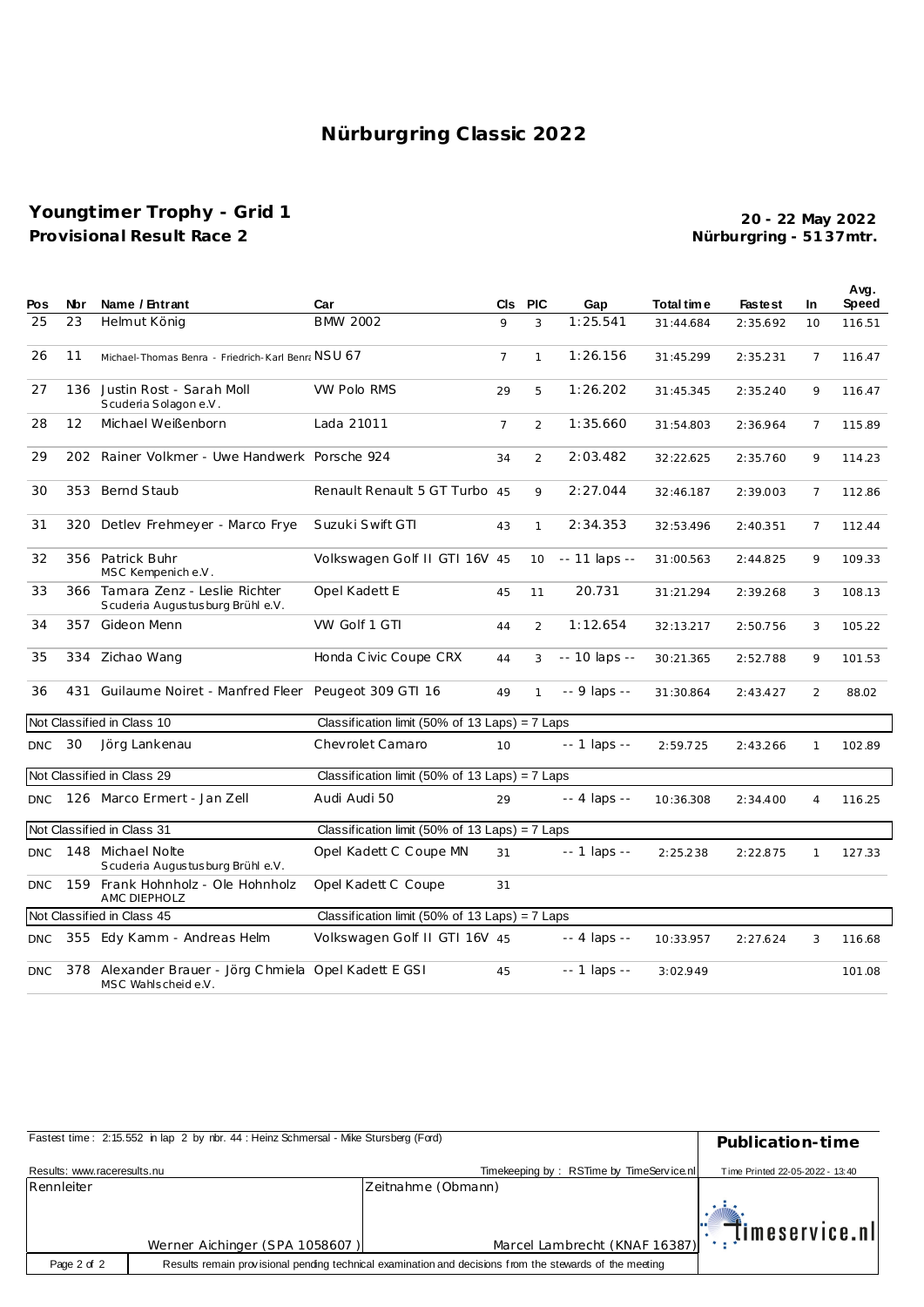# Nürburgring Classic 2022

## Youngtimer Trophy - Grid 1

### Provisional Result Race 2

**20 - 22 May 2022**
**Nürburgring - 5137mtr.**

| Pos | Nbr | Name / Entrant | Car | Cls | PIC | Gap | Total time | Fastest | In | Avg. Speed |
|---|---|---|---|---|---|---|---|---|---|---|
| 25 | 23 | Helmut König | BMW 2002 | 9 | 3 | 1:25.541 | 31:44.684 | 2:35.692 | 10 | 116.51 |
| 26 | 11 | Michael-Thomas Benra - Friedrich-Karl Benra | NSU 67 | 7 | 1 | 1:26.156 | 31:45.299 | 2:35.231 | 7 | 116.47 |
| 27 | 136 | Justin Rost - Sarah Moll<br>Scuderia Solagon e.V. | VW Polo RMS | 29 | 5 | 1:26.202 | 31:45.345 | 2:35.240 | 9 | 116.47 |
| 28 | 12 | Michael Weißenborn | Lada 21011 | 7 | 2 | 1:35.660 | 31:54.803 | 2:36.964 | 7 | 115.89 |
| 29 | 202 | Rainer Volkmer - Uwe Handwerk | Porsche 924 | 34 | 2 | 2:03.482 | 32:22.625 | 2:35.760 | 9 | 114.23 |
| 30 | 353 | Bernd Staub | Renault Renault 5 GT Turbo | 45 | 9 | 2:27.044 | 32:46.187 | 2:39.003 | 7 | 112.86 |
| 31 | 320 | Detlev Frehmeyer - Marco Frye | Suzuki Swift GTI | 43 | 1 | 2:34.353 | 32:53.496 | 2:40.351 | 7 | 112.44 |
| 32 | 356 | Patrick Buhr<br>MSC Kempenich e.V. | Volkswagen Golf II GTI 16V | 45 | 10 | -- 11 laps -- | 31:00.563 | 2:44.825 | 9 | 109.33 |
| 33 | 366 | Tamara Zenz - Leslie Richter<br>Scuderia Augustusburg Brühl e.V. | Opel Kadett E | 45 | 11 | 20.731 | 31:21.294 | 2:39.268 | 3 | 108.13 |
| 34 | 357 | Gideon Menn | VW Golf 1 GTI | 44 | 2 | 1:12.654 | 32:13.217 | 2:50.756 | 3 | 105.22 |
| 35 | 334 | Zichao Wang | Honda Civic Coupe CRX | 44 | 3 | -- 10 laps -- | 30:21.365 | 2:52.788 | 9 | 101.53 |
| 36 | 431 | Guilaume Noiret - Manfred Fleer | Peugeot 309 GTI 16 | 49 | 1 | -- 9 laps -- | 31:30.864 | 2:43.427 | 2 | 88.02 |
| Not Classified in Class 10 | | | Classification limit (50% of 13 Laps) = 7 Laps | | | | | | | |
| DNC | 30 | Jörg Lankenau | Chevrolet Camaro | 10 | | -- 1 laps -- | 2:59.725 | 2:43.266 | 1 | 102.89 |
| Not Classified in Class 29 | | | Classification limit (50% of 13 Laps) = 7 Laps | | | | | | | |
| DNC | 126 | Marco Ermert - Jan Zell | Audi Audi 50 | 29 | | -- 4 laps -- | 10:36.308 | 2:34.400 | 4 | 116.25 |
| Not Classified in Class 31 | | | Classification limit (50% of 13 Laps) = 7 Laps | | | | | | | |
| DNC | 148 | Michael Nolte<br>Scuderia Augustusburg Brühl e.V. | Opel Kadett C Coupe MN | 31 | | -- 1 laps -- | 2:25.238 | 2:22.875 | 1 | 127.33 |
| DNC | 159 | Frank Hohnholz - Ole Hohnholz<br>AMC DIEPHOLZ | Opel Kadett C Coupe | 31 | | | | | | |
| Not Classified in Class 45 | | | Classification limit (50% of 13 Laps) = 7 Laps | | | | | | | |
| DNC | 355 | Edy Kamm - Andreas Helm | Volkswagen Golf II GTI 16V | 45 | | -- 4 laps -- | 10:33.957 | 2:27.624 | 3 | 116.68 |
| DNC | 378 | Alexander Brauer - Jörg Chmiela<br>MSC Wahlscheid e.V. | Opel Kadett E GSI | 45 | | -- 1 laps -- | 3:02.949 | | | 101.08 |

Fastest time : 2:15.552 in lap 2 by nbr. 44 : Heinz Schmersal - Mike Stursberg (Ford)

**Publication-time**

Results: www.raceresults.nu

Timekeeping by : RSTime by TimeService.nl

Time Printed 22-05-2022 - 13:40

| Rennleiter | Zeitnahme (Obmann) |
|---|---|
| Werner Aichinger (SPA 1058607 ) | Marcel Lambrecht (KNAF 16387) |

timeservice.nl

Results remain provisional pending technical examination and decisions from the stewards of the meeting